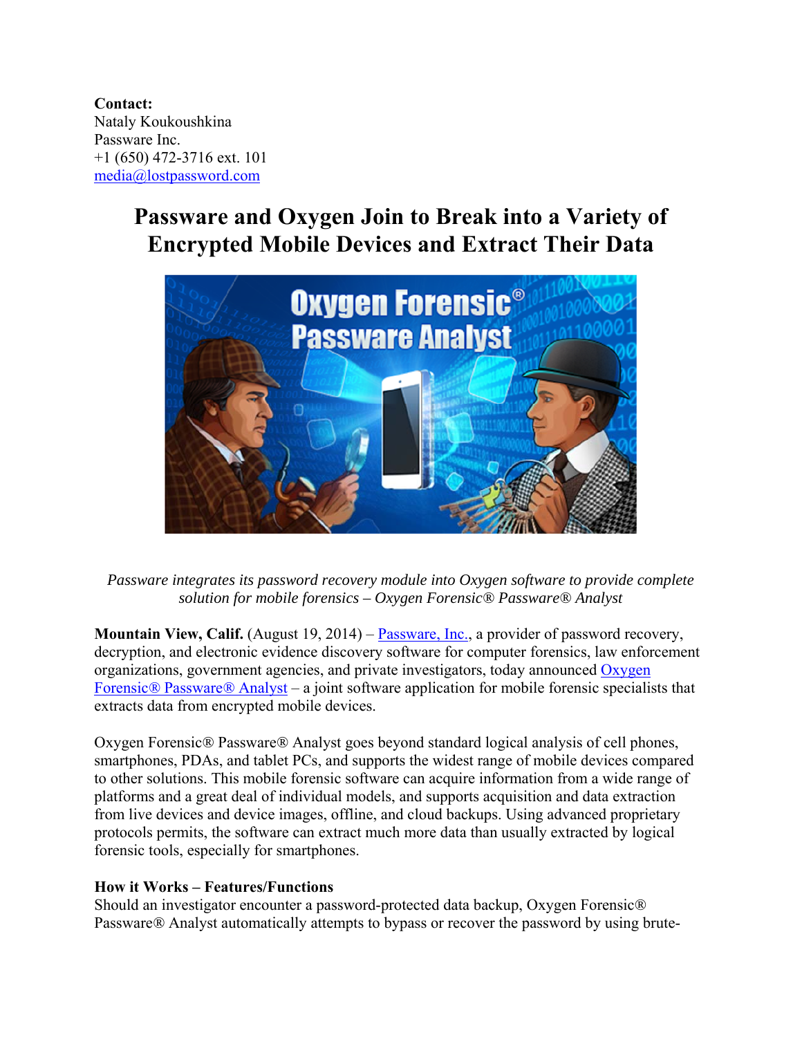**Contact:**
Nataly Koukoushkina
Passware Inc.
+1 (650) 472-3716 ext. 101
media@lostpassword.com

# Passware and Oxygen Join to Break into a Variety of Encrypted Mobile Devices and Extract Their Data

*Passware integrates its password recovery module into Oxygen software to provide complete solution for mobile forensics – Oxygen Forensic® Passware® Analyst*

**Mountain View, Calif.** (August 19, 2014) – Passware, Inc., a provider of password recovery, decryption, and electronic evidence discovery software for computer forensics, law enforcement organizations, government agencies, and private investigators, today announced Oxygen Forensic® Passware® Analyst – a joint software application for mobile forensic specialists that extracts data from encrypted mobile devices.

Oxygen Forensic® Passware® Analyst goes beyond standard logical analysis of cell phones, smartphones, PDAs, and tablet PCs, and supports the widest range of mobile devices compared to other solutions. This mobile forensic software can acquire information from a wide range of platforms and a great deal of individual models, and supports acquisition and data extraction from live devices and device images, offline, and cloud backups. Using advanced proprietary protocols permits, the software can extract much more data than usually extracted by logical forensic tools, especially for smartphones.

**How it Works – Features/Functions**

Should an investigator encounter a password-protected data backup, Oxygen Forensic® Passware® Analyst automatically attempts to bypass or recover the password by using brute-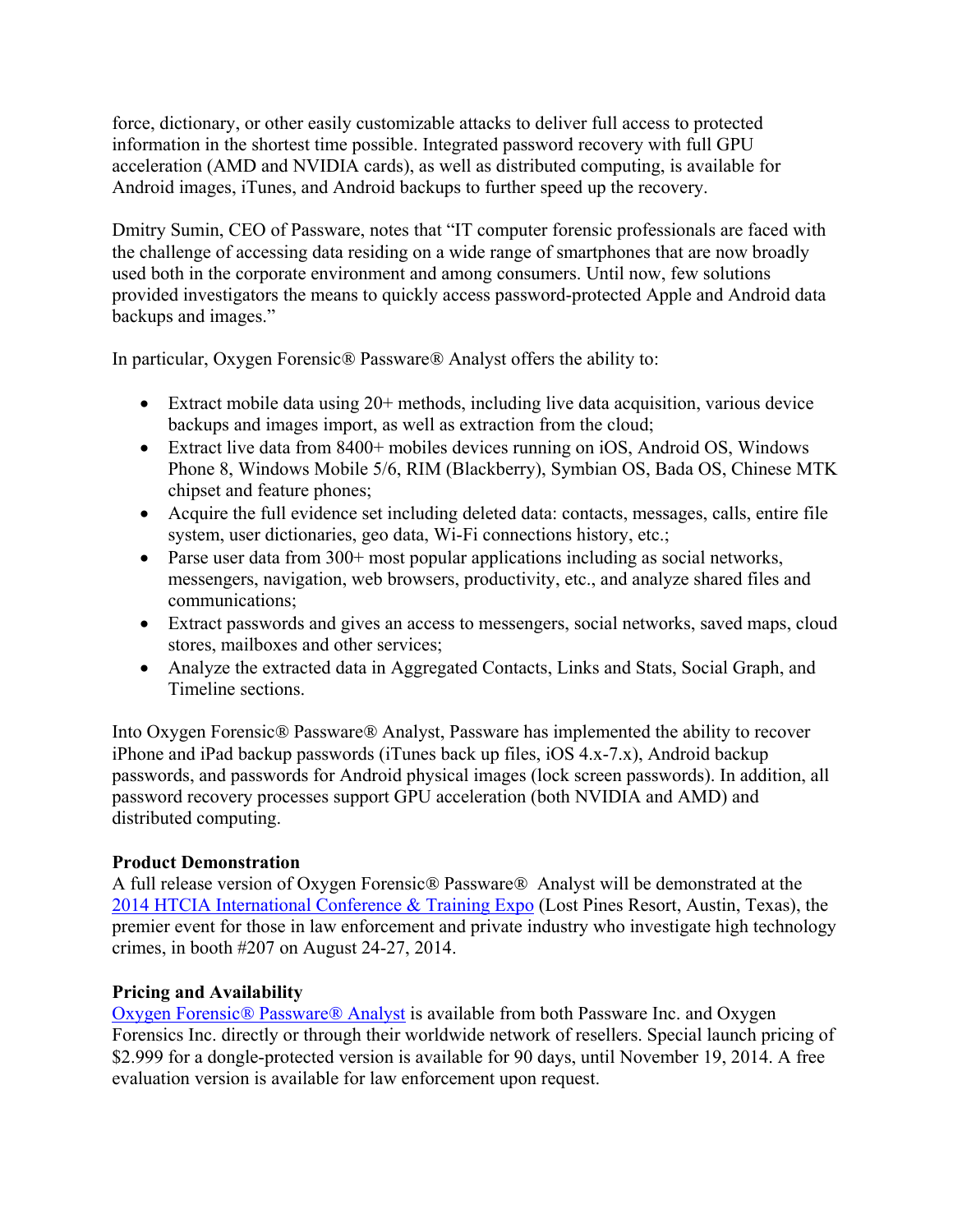force, dictionary, or other easily customizable attacks to deliver full access to protected information in the shortest time possible. Integrated password recovery with full GPU acceleration (AMD and NVIDIA cards), as well as distributed computing, is available for Android images, iTunes, and Android backups to further speed up the recovery.

Dmitry Sumin, CEO of Passware, notes that "IT computer forensic professionals are faced with the challenge of accessing data residing on a wide range of smartphones that are now broadly used both in the corporate environment and among consumers. Until now, few solutions provided investigators the means to quickly access password-protected Apple and Android data backups and images."

In particular, Oxygen Forensic® Passware® Analyst offers the ability to:

- Extract mobile data using 20+ methods, including live data acquisition, various device backups and images import, as well as extraction from the cloud;
- Extract live data from 8400+ mobiles devices running on iOS, Android OS, Windows Phone 8, Windows Mobile 5/6, RIM (Blackberry), Symbian OS, Bada OS, Chinese MTK chipset and feature phones;
- Acquire the full evidence set including deleted data: contacts, messages, calls, entire file system, user dictionaries, geo data, Wi-Fi connections history, etc.;
- Parse user data from 300+ most popular applications including as social networks, messengers, navigation, web browsers, productivity, etc., and analyze shared files and communications;
- Extract passwords and gives an access to messengers, social networks, saved maps, cloud stores, mailboxes and other services;
- Analyze the extracted data in Aggregated Contacts, Links and Stats, Social Graph, and Timeline sections.

Into Oxygen Forensic® Passware® Analyst, Passware has implemented the ability to recover iPhone and iPad backup passwords (iTunes back up files, iOS 4.x-7.x), Android backup passwords, and passwords for Android physical images (lock screen passwords). In addition, all password recovery processes support GPU acceleration (both NVIDIA and AMD) and distributed computing.

**Product Demonstration**

A full release version of Oxygen Forensic® Passware® Analyst will be demonstrated at the 2014 HTCIA International Conference & Training Expo (Lost Pines Resort, Austin, Texas), the premier event for those in law enforcement and private industry who investigate high technology crimes, in booth #207 on August 24-27, 2014.

**Pricing and Availability**

Oxygen Forensic® Passware® Analyst is available from both Passware Inc. and Oxygen Forensics Inc. directly or through their worldwide network of resellers. Special launch pricing of $2.999 for a dongle-protected version is available for 90 days, until November 19, 2014. A free evaluation version is available for law enforcement upon request.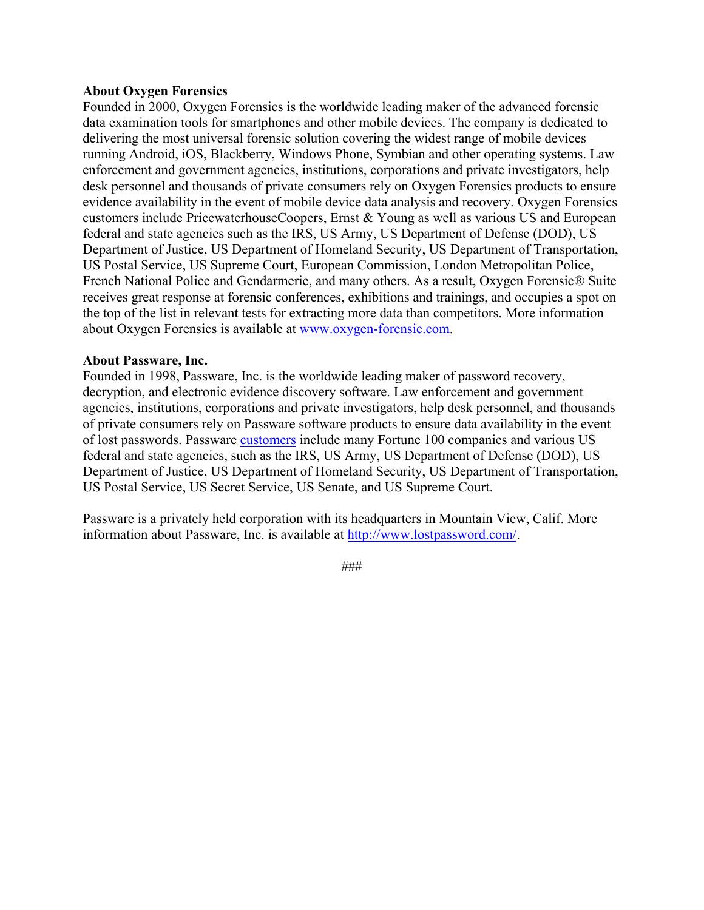**About Oxygen Forensics**

Founded in 2000, Oxygen Forensics is the worldwide leading maker of the advanced forensic data examination tools for smartphones and other mobile devices. The company is dedicated to delivering the most universal forensic solution covering the widest range of mobile devices running Android, iOS, Blackberry, Windows Phone, Symbian and other operating systems. Law enforcement and government agencies, institutions, corporations and private investigators, help desk personnel and thousands of private consumers rely on Oxygen Forensics products to ensure evidence availability in the event of mobile device data analysis and recovery. Oxygen Forensics customers include PricewaterhouseCoopers, Ernst & Young as well as various US and European federal and state agencies such as the IRS, US Army, US Department of Defense (DOD), US Department of Justice, US Department of Homeland Security, US Department of Transportation, US Postal Service, US Supreme Court, European Commission, London Metropolitan Police, French National Police and Gendarmerie, and many others. As a result, Oxygen Forensic® Suite receives great response at forensic conferences, exhibitions and trainings, and occupies a spot on the top of the list in relevant tests for extracting more data than competitors. More information about Oxygen Forensics is available at www.oxygen-forensic.com.

**About Passware, Inc.**

Founded in 1998, Passware, Inc. is the worldwide leading maker of password recovery, decryption, and electronic evidence discovery software. Law enforcement and government agencies, institutions, corporations and private investigators, help desk personnel, and thousands of private consumers rely on Passware software products to ensure data availability in the event of lost passwords. Passware customers include many Fortune 100 companies and various US federal and state agencies, such as the IRS, US Army, US Department of Defense (DOD), US Department of Justice, US Department of Homeland Security, US Department of Transportation, US Postal Service, US Secret Service, US Senate, and US Supreme Court.

Passware is a privately held corporation with its headquarters in Mountain View, Calif. More information about Passware, Inc. is available at http://www.lostpassword.com/.

###